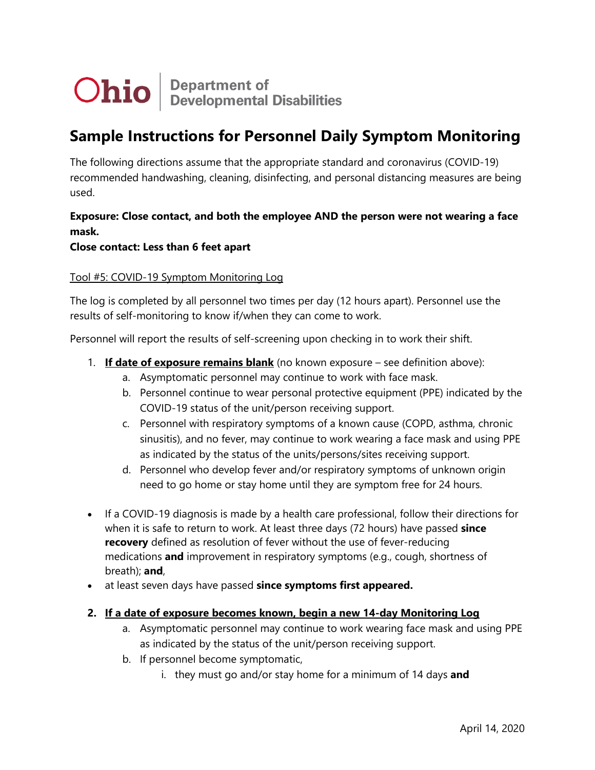Ohio | Department of Developmental Disabilities

# Sample Instructions for Personnel Daily Symptom Monitoring

The following directions assume that the appropriate standard and coronavirus (COVID-19) recommended handwashing, cleaning, disinfecting, and personal distancing measures are being used.

**Exposure: Close contact, and both the employee AND the person were not wearing a face mask.**
**Close contact: Less than 6 feet apart**

Tool #5: COVID-19 Symptom Monitoring Log

The log is completed by all personnel two times per day (12 hours apart). Personnel use the results of self-monitoring to know if/when they can come to work.

Personnel will report the results of self-screening upon checking in to work their shift.

1. **If date of exposure remains blank** (no known exposure – see definition above):
   a. Asymptomatic personnel may continue to work with face mask.
   b. Personnel continue to wear personal protective equipment (PPE) indicated by the COVID-19 status of the unit/person receiving support.
   c. Personnel with respiratory symptoms of a known cause (COPD, asthma, chronic sinusitis), and no fever, may continue to work wearing a face mask and using PPE as indicated by the status of the units/persons/sites receiving support.
   d. Personnel who develop fever and/or respiratory symptoms of unknown origin need to go home or stay home until they are symptom free for 24 hours.

- If a COVID-19 diagnosis is made by a health care professional, follow their directions for when it is safe to return to work. At least three days (72 hours) have passed **since recovery** defined as resolution of fever without the use of fever-reducing medications **and** improvement in respiratory symptoms (e.g., cough, shortness of breath); **and**,
- at least seven days have passed **since symptoms first appeared.**

2. **If a date of exposure becomes known, begin a new 14-day Monitoring Log**
   a. Asymptomatic personnel may continue to work wearing face mask and using PPE as indicated by the status of the unit/person receiving support.
   b. If personnel become symptomatic,
      i. they must go and/or stay home for a minimum of 14 days **and**

April 14, 2020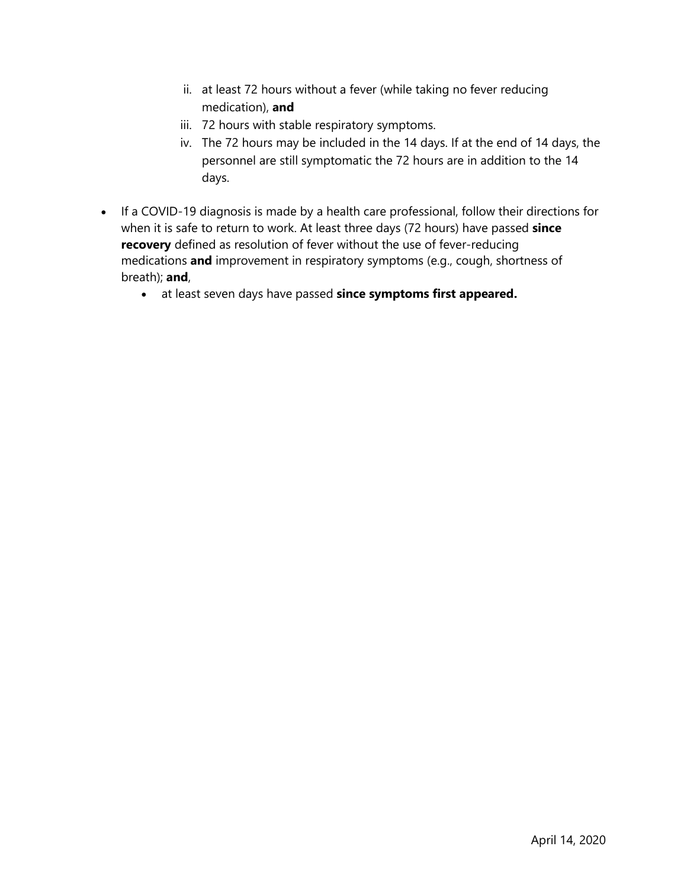ii. at least 72 hours without a fever (while taking no fever reducing medication), **and**
   iii. 72 hours with stable respiratory symptoms.
   iv. The 72 hours may be included in the 14 days. If at the end of 14 days, the personnel are still symptomatic the 72 hours are in addition to the 14 days.

- If a COVID-19 diagnosis is made by a health care professional, follow their directions for when it is safe to return to work. At least three days (72 hours) have passed **since recovery** defined as resolution of fever without the use of fever-reducing medications **and** improvement in respiratory symptoms (e.g., cough, shortness of breath); **and**,
    - at least seven days have passed **since symptoms first appeared.**

April 14, 2020